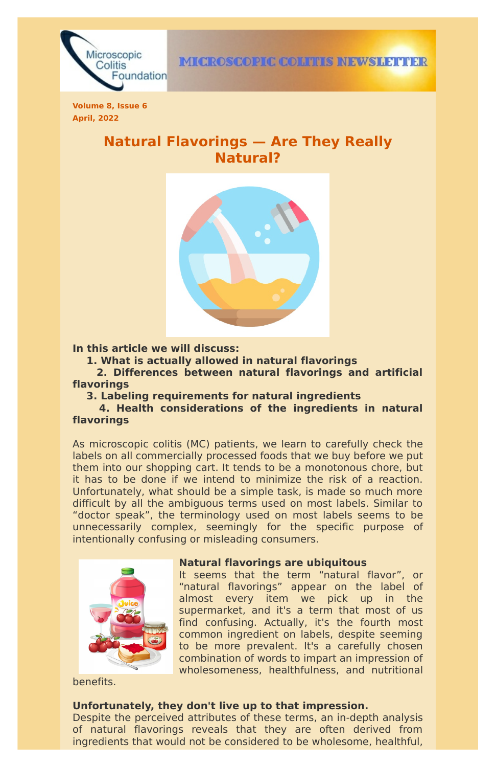MICROSCOPIC COLITIS NEWSLETTER

**Volume 8, Issue 6**
**April, 2022**

# Natural Flavorings — Are They Really Natural?

**In this article we will discuss:**

1. **What is actually allowed in natural flavorings**
2. **Differences between natural flavorings and artificial flavorings**
3. **Labeling requirements for natural ingredients**
4. **Health considerations of the ingredients in natural flavorings**

As microscopic colitis (MC) patients, we learn to carefully check the labels on all commercially processed foods that we buy before we put them into our shopping cart. It tends to be a monotonous chore, but it has to be done if we intend to minimize the risk of a reaction. Unfortunately, what should be a simple task, is made so much more difficult by all the ambiguous terms used on most labels. Similar to "doctor speak", the terminology used on most labels seems to be unnecessarily complex, seemingly for the specific purpose of intentionally confusing or misleading consumers.

**Natural flavorings are ubiquitous**

It seems that the term "natural flavor", or "natural flavorings" appear on the label of almost every item we pick up in the supermarket, and it's a term that most of us find confusing. Actually, it's the fourth most common ingredient on labels, despite seeming to be more prevalent. It's a carefully chosen combination of words to impart an impression of wholesomeness, healthfulness, and nutritional benefits.

**Unfortunately, they don't live up to that impression.**

Despite the perceived attributes of these terms, an in-depth analysis of natural flavorings reveals that they are often derived from ingredients that would not be considered to be wholesome, healthful,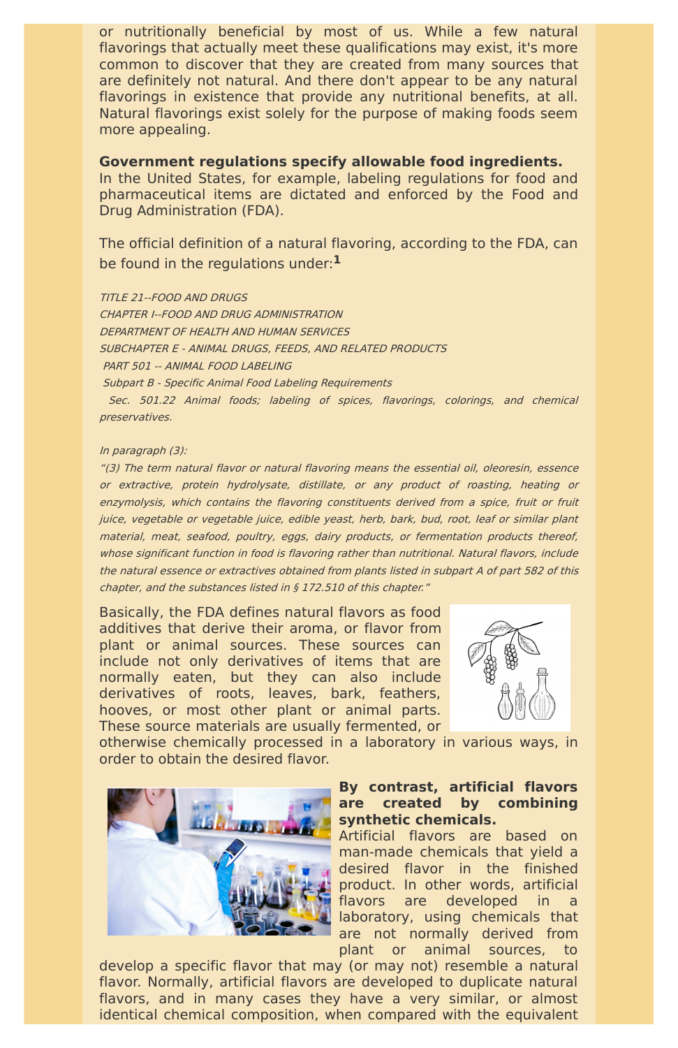or nutritionally beneficial by most of us. While a few natural flavorings that actually meet these qualifications may exist, it's more common to discover that they are created from many sources that are definitely not natural. And there don't appear to be any natural flavorings in existence that provide any nutritional benefits, at all. Natural flavorings exist solely for the purpose of making foods seem more appealing.

**Government regulations specify allowable food ingredients.**
In the United States, for example, labeling regulations for food and pharmaceutical items are dictated and enforced by the Food and Drug Administration (FDA).

The official definition of a natural flavoring, according to the FDA, can be found in the regulations under:[1]

*TITLE 21--FOOD AND DRUGS*
*CHAPTER I--FOOD AND DRUG ADMINISTRATION*
*DEPARTMENT OF HEALTH AND HUMAN SERVICES*
*SUBCHAPTER E - ANIMAL DRUGS, FEEDS, AND RELATED PRODUCTS*
*PART 501 -- ANIMAL FOOD LABELING*
*Subpart B - Specific Animal Food Labeling Requirements*
*Sec. 501.22 Animal foods; labeling of spices, flavorings, colorings, and chemical preservatives.*

*In paragraph (3):*
*"(3) The term natural flavor or natural flavoring means the essential oil, oleoresin, essence or extractive, protein hydrolysate, distillate, or any product of roasting, heating or enzymolysis, which contains the flavoring constituents derived from a spice, fruit or fruit juice, vegetable or vegetable juice, edible yeast, herb, bark, bud, root, leaf or similar plant material, meat, seafood, poultry, eggs, dairy products, or fermentation products thereof, whose significant function in food is flavoring rather than nutritional. Natural flavors, include the natural essence or extractives obtained from plants listed in subpart A of part 582 of this chapter, and the substances listed in § 172.510 of this chapter."*

Basically, the FDA defines natural flavors as food additives that derive their aroma, or flavor from plant or animal sources. These sources can include not only derivatives of items that are normally eaten, but they can also include derivatives of roots, leaves, bark, feathers, hooves, or most other plant or animal parts. These source materials are usually fermented, or otherwise chemically processed in a laboratory in various ways, in order to obtain the desired flavor.

**By contrast, artificial flavors are created by combining synthetic chemicals.**
Artificial flavors are based on man-made chemicals that yield a desired flavor in the finished product. In other words, artificial flavors are developed in a laboratory, using chemicals that are not normally derived from plant or animal sources, to develop a specific flavor that may (or may not) resemble a natural flavor. Normally, artificial flavors are developed to duplicate natural flavors, and in many cases they have a very similar, or almost identical chemical composition, when compared with the equivalent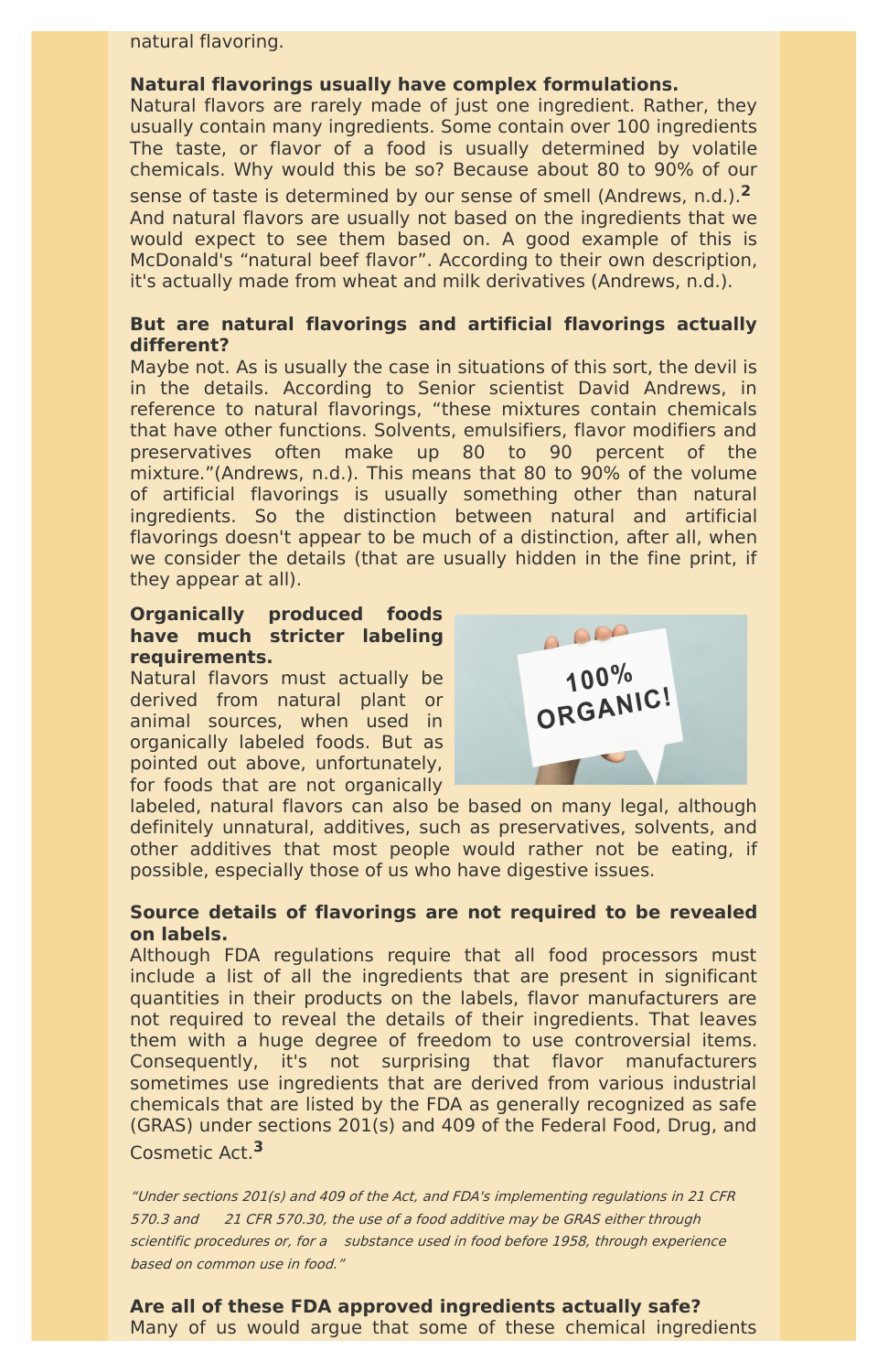natural flavoring.

**Natural flavorings usually have complex formulations.**
Natural flavors are rarely made of just one ingredient. Rather, they usually contain many ingredients. Some contain over 100 ingredients The taste, or flavor of a food is usually determined by volatile chemicals. Why would this be so? Because about 80 to 90% of our sense of taste is determined by our sense of smell (Andrews, n.d.).[2] And natural flavors are usually not based on the ingredients that we would expect to see them based on. A good example of this is McDonald's "natural beef flavor". According to their own description, it's actually made from wheat and milk derivatives (Andrews, n.d.).

**But are natural flavorings and artificial flavorings actually different?**
Maybe not. As is usually the case in situations of this sort, the devil is in the details. According to Senior scientist David Andrews, in reference to natural flavorings, "these mixtures contain chemicals that have other functions. Solvents, emulsifiers, flavor modifiers and preservatives often make up 80 to 90 percent of the mixture."(Andrews, n.d.). This means that 80 to 90% of the volume of artificial flavorings is usually something other than natural ingredients. So the distinction between natural and artificial flavorings doesn't appear to be much of a distinction, after all, when we consider the details (that are usually hidden in the fine print, if they appear at all).

**Organically produced foods have much stricter labeling requirements.**
Natural flavors must actually be derived from natural plant or animal sources, when used in organically labeled foods. But as pointed out above, unfortunately, for foods that are not organically labeled, natural flavors can also be based on many legal, although definitely unnatural, additives, such as preservatives, solvents, and other additives that most people would rather not be eating, if possible, especially those of us who have digestive issues.

**Source details of flavorings are not required to be revealed on labels.**
Although FDA regulations require that all food processors must include a list of all the ingredients that are present in significant quantities in their products on the labels, flavor manufacturers are not required to reveal the details of their ingredients. That leaves them with a huge degree of freedom to use controversial items. Consequently, it's not surprising that flavor manufacturers sometimes use ingredients that are derived from various industrial chemicals that are listed by the FDA as generally recognized as safe (GRAS) under sections 201(s) and 409 of the Federal Food, Drug, and Cosmetic Act.[3]

*"Under sections 201(s) and 409 of the Act, and FDA's implementing regulations in 21 CFR 570.3 and 21 CFR 570.30, the use of a food additive may be GRAS either through scientific procedures or, for a substance used in food before 1958, through experience based on common use in food."*

**Are all of these FDA approved ingredients actually safe?**
Many of us would argue that some of these chemical ingredients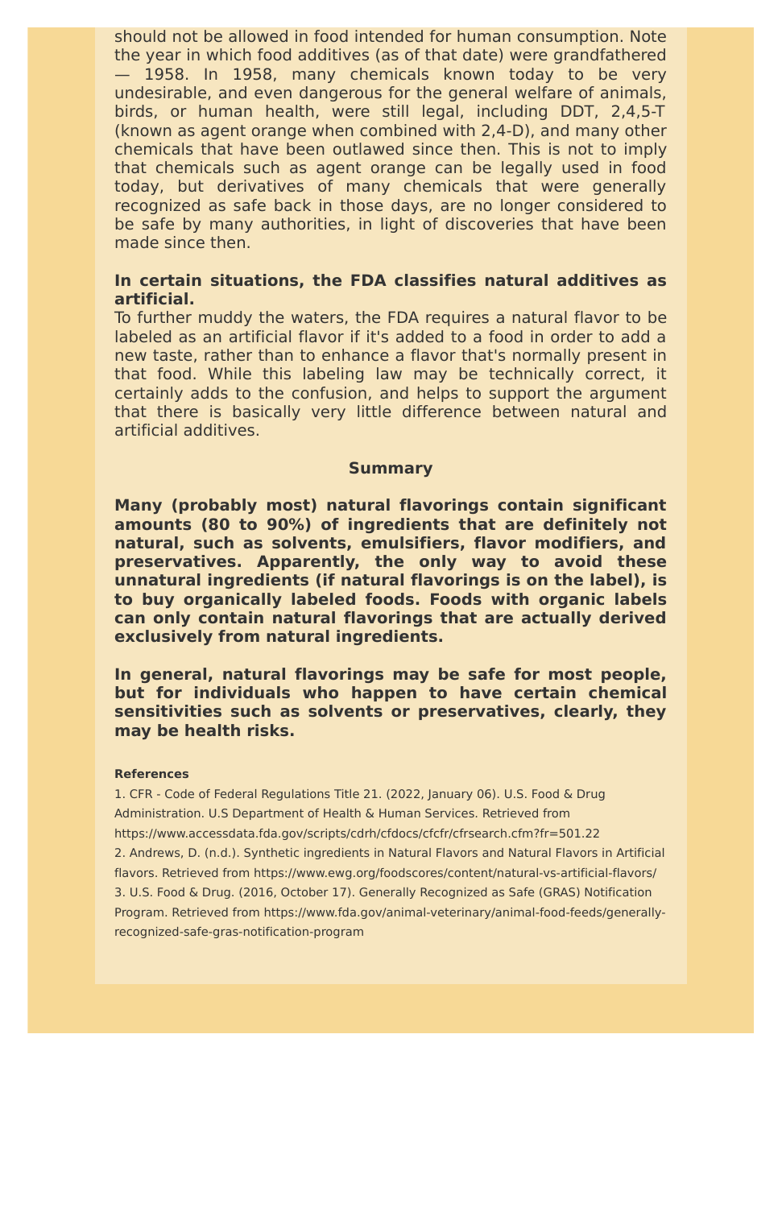should not be allowed in food intended for human consumption. Note the year in which food additives (as of that date) were grandfathered — 1958. In 1958, many chemicals known today to be very undesirable, and even dangerous for the general welfare of animals, birds, or human health, were still legal, including DDT, 2,4,5-T (known as agent orange when combined with 2,4-D), and many other chemicals that have been outlawed since then. This is not to imply that chemicals such as agent orange can be legally used in food today, but derivatives of many chemicals that were generally recognized as safe back in those days, are no longer considered to be safe by many authorities, in light of discoveries that have been made since then.

**In certain situations, the FDA classifies natural additives as artificial.**
To further muddy the waters, the FDA requires a natural flavor to be labeled as an artificial flavor if it's added to a food in order to add a new taste, rather than to enhance a flavor that's normally present in that food. While this labeling law may be technically correct, it certainly adds to the confusion, and helps to support the argument that there is basically very little difference between natural and artificial additives.

## Summary

**Many (probably most) natural flavorings contain significant amounts (80 to 90%) of ingredients that are definitely not natural, such as solvents, emulsifiers, flavor modifiers, and preservatives. Apparently, the only way to avoid these unnatural ingredients (if natural flavorings is on the label), is to buy organically labeled foods. Foods with organic labels can only contain natural flavorings that are actually derived exclusively from natural ingredients.**

**In general, natural flavorings may be safe for most people, but for individuals who happen to have certain chemical sensitivities such as solvents or preservatives, clearly, they may be health risks.**

**References**

1. CFR - Code of Federal Regulations Title 21. (2022, January 06). U.S. Food & Drug Administration. U.S Department of Health & Human Services. Retrieved from https://www.accessdata.fda.gov/scripts/cdrh/cfdocs/cfcfr/cfrsearch.cfm?fr=501.22
2. Andrews, D. (n.d.). Synthetic ingredients in Natural Flavors and Natural Flavors in Artificial flavors. Retrieved from https://www.ewg.org/foodscores/content/natural-vs-artificial-flavors/
3. U.S. Food & Drug. (2016, October 17). Generally Recognized as Safe (GRAS) Notification Program. Retrieved from https://www.fda.gov/animal-veterinary/animal-food-feeds/generally-recognized-safe-gras-notification-program